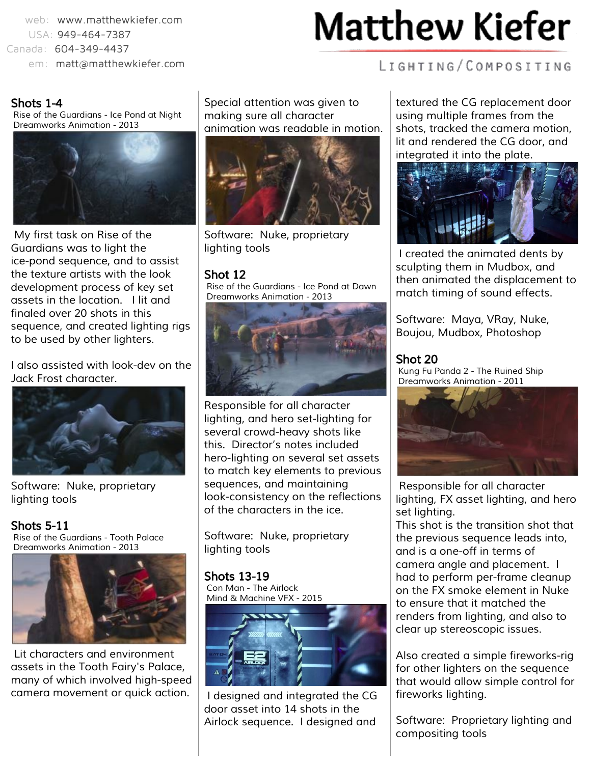web: www.matthewkiefer.com
USA: 949-464-7387
Canada: 604-349-4437
em: matt@matthewkiefer.com

# Matthew Kiefer

LIGHTING/COMPOSITING

## Shots 1-4

Rise of the Guardians - Ice Pond at Night
Dreamworks Animation - 2013

My first task on Rise of the Guardians was to light the ice-pond sequence, and to assist the texture artists with the look development process of key set assets in the location. I lit and finaled over 20 shots in this sequence, and created lighting rigs to be used by other lighters.

I also assisted with look-dev on the Jack Frost character.

Software: Nuke, proprietary lighting tools

## Shots 5-11

Rise of the Guardians - Tooth Palace
Dreamworks Animation - 2013

Lit characters and environment assets in the Tooth Fairy's Palace, many of which involved high-speed camera movement or quick action. Special attention was given to making sure all character animation was readable in motion.

Software: Nuke, proprietary lighting tools

## Shot 12

Rise of the Guardians - Ice Pond at Dawn
Dreamworks Animation - 2013

Responsible for all character lighting, and hero set-lighting for several crowd-heavy shots like this. Director's notes included hero-lighting on several set assets to match key elements to previous sequences, and maintaining look-consistency on the reflections of the characters in the ice.

Software: Nuke, proprietary lighting tools

## Shots 13-19

Con Man - The Airlock
Mind & Machine VFX - 2015

I designed and integrated the CG door asset into 14 shots in the Airlock sequence. I designed and textured the CG replacement door using multiple frames from the shots, tracked the camera motion, lit and rendered the CG door, and integrated it into the plate.

I created the animated dents by sculpting them in Mudbox, and then animated the displacement to match timing of sound effects.

Software: Maya, VRay, Nuke, Boujou, Mudbox, Photoshop

## Shot 20

Kung Fu Panda 2 - The Ruined Ship
Dreamworks Animation - 2011

Responsible for all character lighting, FX asset lighting, and hero set lighting.
This shot is the transition shot that the previous sequence leads into, and is a one-off in terms of camera angle and placement. I had to perform per-frame cleanup on the FX smoke element in Nuke to ensure that it matched the renders from lighting, and also to clear up stereoscopic issues.

Also created a simple fireworks-rig for other lighters on the sequence that would allow simple control for fireworks lighting.

Software: Proprietary lighting and compositing tools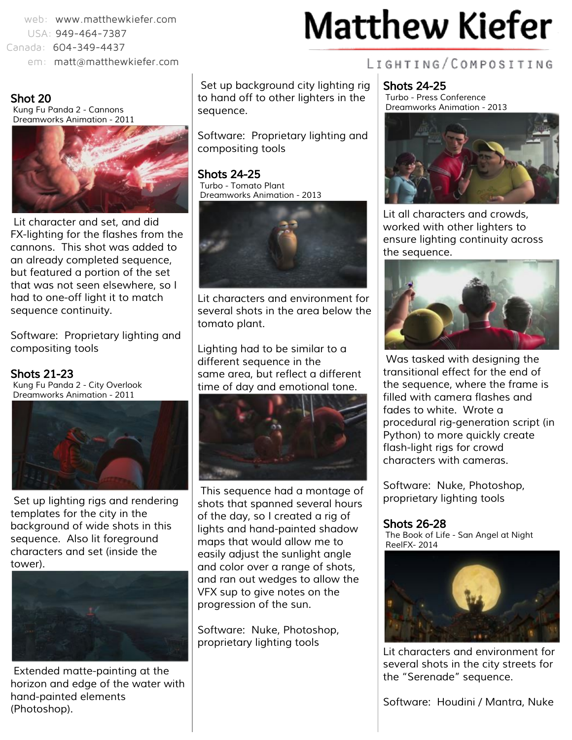web: www.matthewkiefer.com
USA: 949-464-7387
Canada: 604-349-4437
em: matt@matthewkiefer.com

# Matthew Kiefer

LIGHTING/COMPOSITING

## Shot 20

Kung Fu Panda 2 - Cannons
Dreamworks Animation - 2011

Lit character and set, and did FX-lighting for the flashes from the cannons. This shot was added to an already completed sequence, but featured a portion of the set that was not seen elsewhere, so I had to one-off light it to match sequence continuity.

Software: Proprietary lighting and compositing tools

## Shots 21-23

Kung Fu Panda 2 - City Overlook
Dreamworks Animation - 2011

Set up lighting rigs and rendering templates for the city in the background of wide shots in this sequence. Also lit foreground characters and set (inside the tower).

Extended matte-painting at the horizon and edge of the water with hand-painted elements (Photoshop).

Set up background city lighting rig to hand off to other lighters in the sequence.

Software: Proprietary lighting and compositing tools

## Shots 24-25

Turbo - Tomato Plant
Dreamworks Animation - 2013

Lit characters and environment for several shots in the area below the tomato plant.

Lighting had to be similar to a different sequence in the same area, but reflect a different time of day and emotional tone.

This sequence had a montage of shots that spanned several hours of the day, so I created a rig of lights and hand-painted shadow maps that would allow me to easily adjust the sunlight angle and color over a range of shots, and ran out wedges to allow the VFX sup to give notes on the progression of the sun.

Software: Nuke, Photoshop, proprietary lighting tools

## Shots 24-25

Turbo - Press Conference
Dreamworks Animation - 2013

Lit all characters and crowds, worked with other lighters to ensure lighting continuity across the sequence.

Was tasked with designing the transitional effect for the end of the sequence, where the frame is filled with camera flashes and fades to white. Wrote a procedural rig-generation script (in Python) to more quickly create flash-light rigs for crowd characters with cameras.

Software: Nuke, Photoshop, proprietary lighting tools

## Shots 26-28

The Book of Life - San Angel at Night
ReelFX- 2014

Lit characters and environment for several shots in the city streets for the "Serenade" sequence.

Software: Houdini / Mantra, Nuke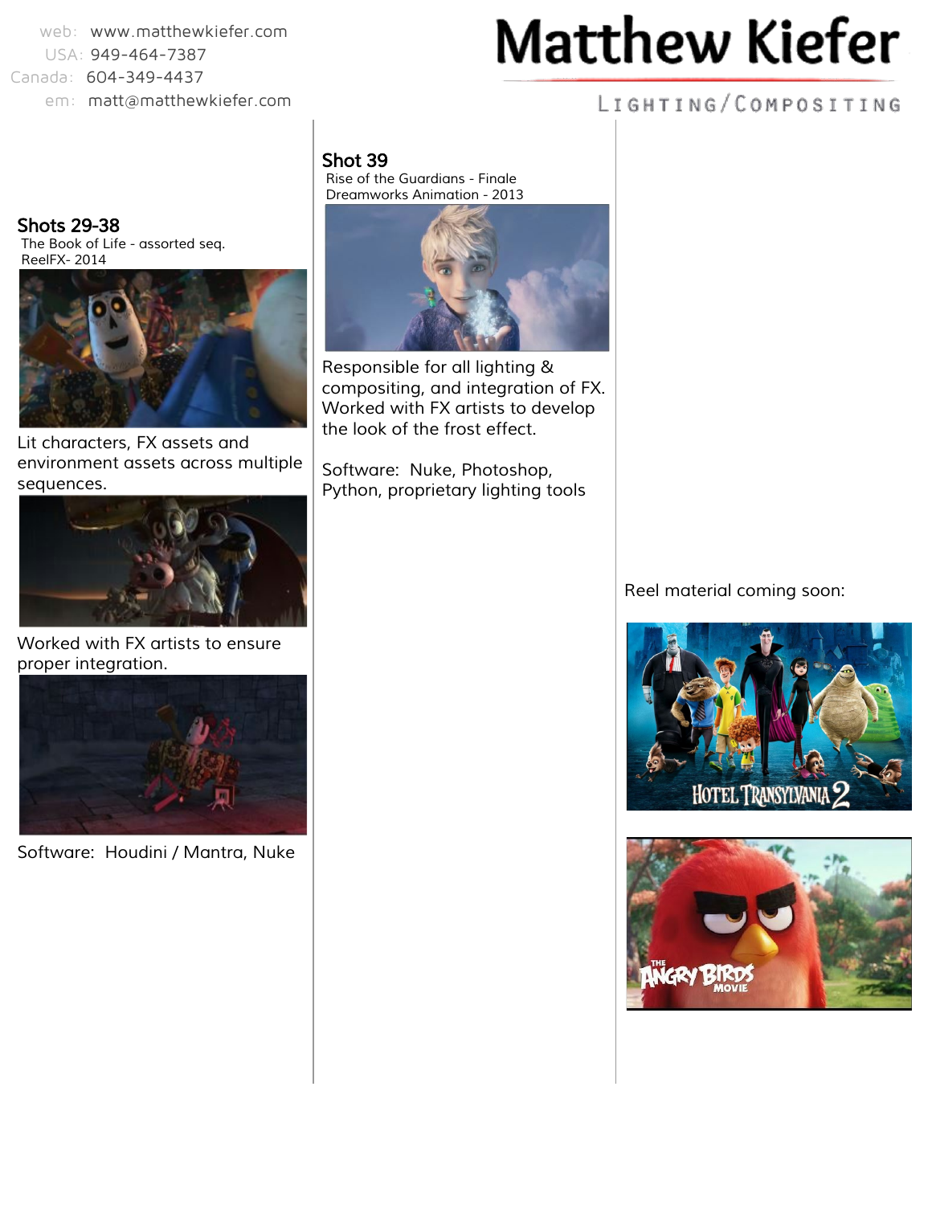web: www.matthewkiefer.com
USA: 949-464-7387
Canada: 604-349-4437
em: matt@matthewkiefer.com

# Matthew Kiefer

LIGHTING/COMPOSITING

## Shots 29-38

The Book of Life - assorted seq.
ReelFX- 2014

Lit characters, FX assets and environment assets across multiple sequences.

Worked with FX artists to ensure proper integration.

Software: Houdini / Mantra, Nuke

## Shot 39

Rise of the Guardians - Finale
Dreamworks Animation - 2013

Responsible for all lighting & compositing, and integration of FX. Worked with FX artists to develop the look of the frost effect.

Software: Nuke, Photoshop, Python, proprietary lighting tools

Reel material coming soon: